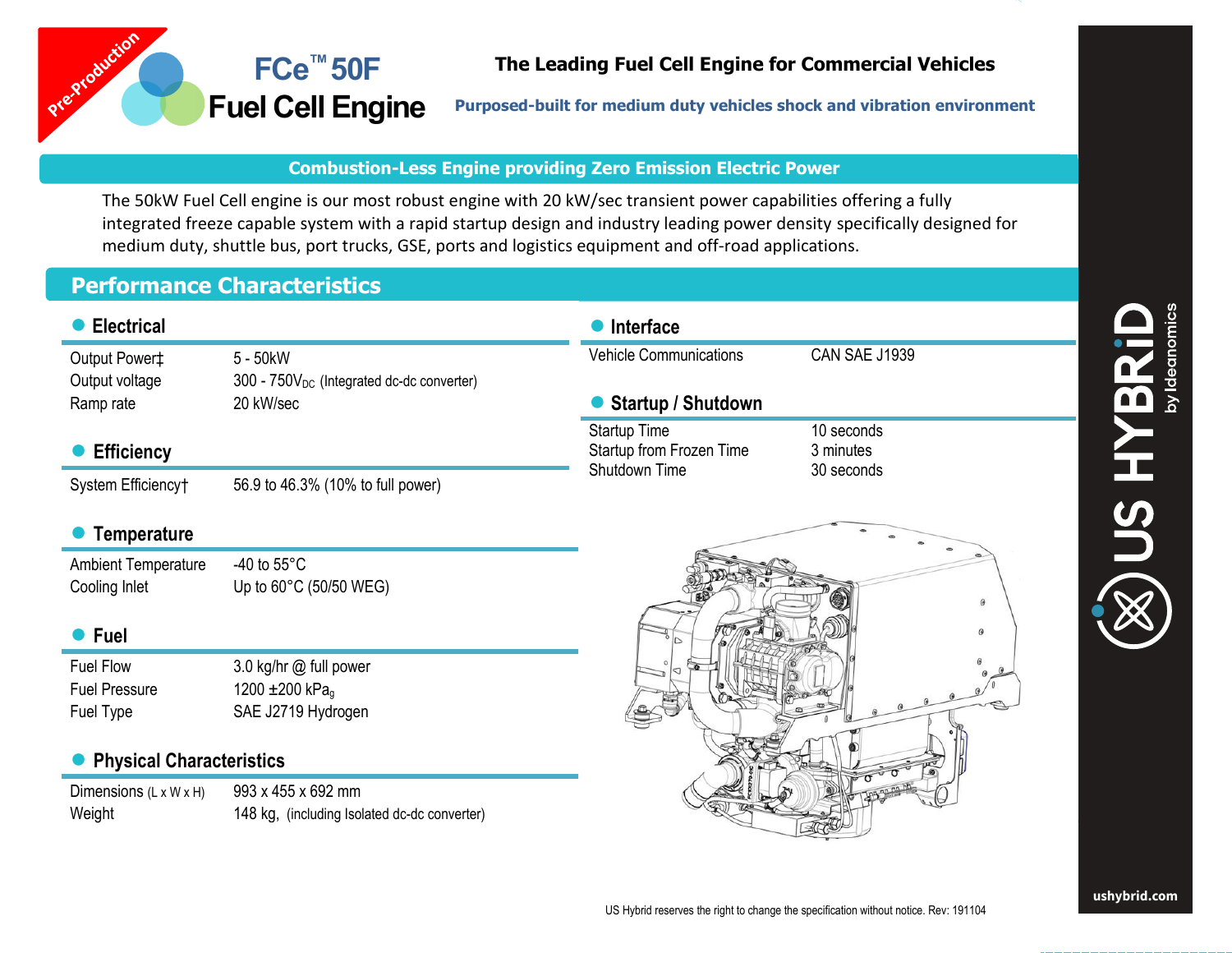Pre-Production

# FCe™ 50F Fuel Cell Engine

**The Leading Fuel Cell Engine for Commercial Vehicles**

**Purposed-built for medium duty vehicles shock and vibration environment**

**Combustion-Less Engine providing Zero Emission Electric Power**

The 50kW Fuel Cell engine is our most robust engine with 20 kW/sec transient power capabilities offering a fully integrated freeze capable system with a rapid startup design and industry leading power density specifically designed for medium duty, shuttle bus, port trucks, GSE, ports and logistics equipment and off-road applications.

## Performance Characteristics

### Electrical

| | |
|---|---|
| Output Power‡ | 5 - 50kW |
| Output voltage | 300 - 750$V_{DC}$ (Integrated dc-dc converter) |
| Ramp rate | 20 kW/sec |

### Efficiency

| | |
|---|---|
| System Efficiency† | 56.9 to 46.3% (10% to full power) |

### Temperature

| | |
|---|---|
| Ambient Temperature | -40 to 55°C |
| Cooling Inlet | Up to 60°C (50/50 WEG) |

### Fuel

| | |
|---|---|
| Fuel Flow | 3.0 kg/hr @ full power |
| Fuel Pressure | 1200 ±200 $kPa_g$ |
| Fuel Type | SAE J2719 Hydrogen |

### Physical Characteristics

| | |
|---|---|
| Dimensions (L x W x H) | 993 x 455 x 692 mm |
| Weight | 148 kg, (including Isolated dc-dc converter) |

### Interface

| | |
|---|---|
| Vehicle Communications | CAN SAE J1939 |

### Startup / Shutdown

| | |
|---|---|
| Startup Time | 10 seconds |
| Startup from Frozen Time | 3 minutes |
| Shutdown Time | 30 seconds |

US Hybrid reserves the right to change the specification without notice. Rev: 191104

US HYBRID by Ideanomics

ushybrid.com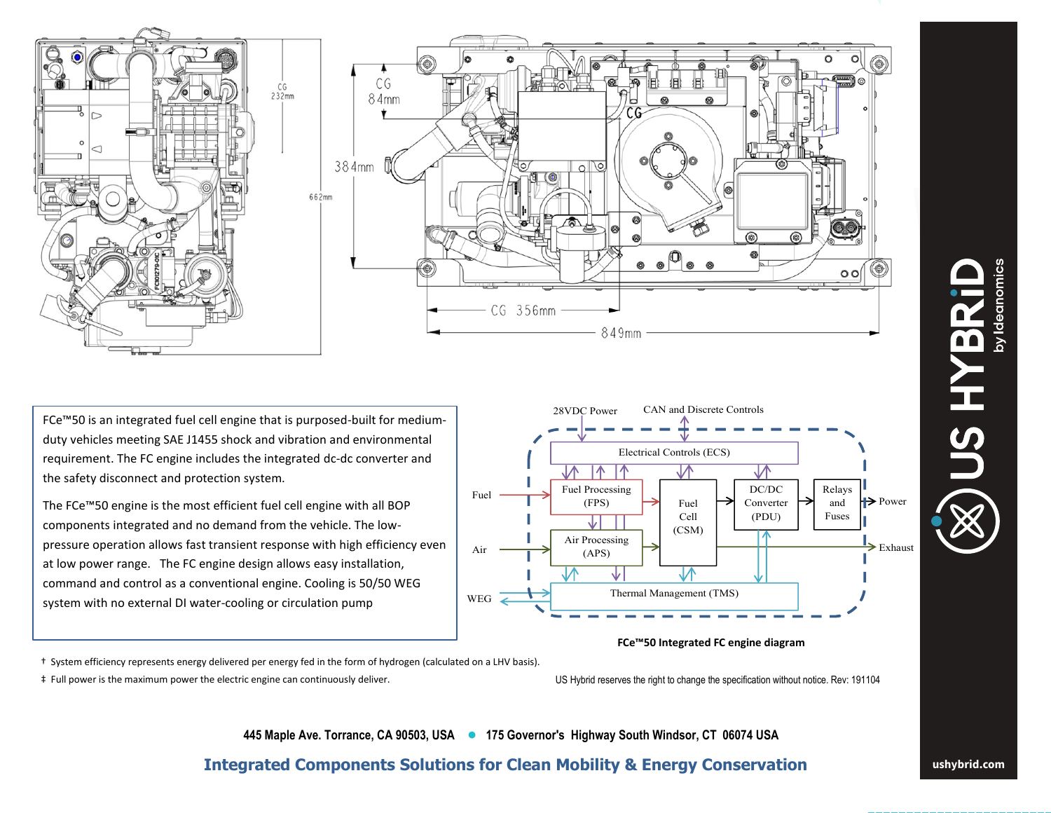CG
232mm

662mm

CG
84mm

384mm

CG

CG 356mm

849mm

FCe™50 is an integrated fuel cell engine that is purposed-built for medium-duty vehicles meeting SAE J1455 shock and vibration and environmental requirement. The FC engine includes the integrated dc-dc converter and the safety disconnect and protection system.

The FCe™50 engine is the most efficient fuel cell engine with all BOP components integrated and no demand from the vehicle. The low-pressure operation allows fast transient response with high efficiency even at low power range. The FC engine design allows easy installation, command and control as a conventional engine. Cooling is 50/50 WEG system with no external DI water-cooling or circulation pump

28VDC Power

CAN and Discrete Controls

Electrical Controls (ECS)

Fuel

Fuel Processing (FPS)

Fuel Cell (CSM)

DC/DC Converter (PDU)

Relays and Fuses

Power

Air

Air Processing (APS)

Exhaust

WEG

Thermal Management (TMS)

**FCe™50 Integrated FC engine diagram**

† System efficiency represents energy delivered per energy fed in the form of hydrogen (calculated on a LHV basis).

‡ Full power is the maximum power the electric engine can continuously deliver.

US Hybrid reserves the right to change the specification without notice. Rev: 191104

**445 Maple Ave. Torrance, CA 90503, USA • 175 Governor's Highway South Windsor, CT 06074 USA**

**Integrated Components Solutions for Clean Mobility & Energy Conservation**

US HYBRiD by Ideanomics

ushybrid.com